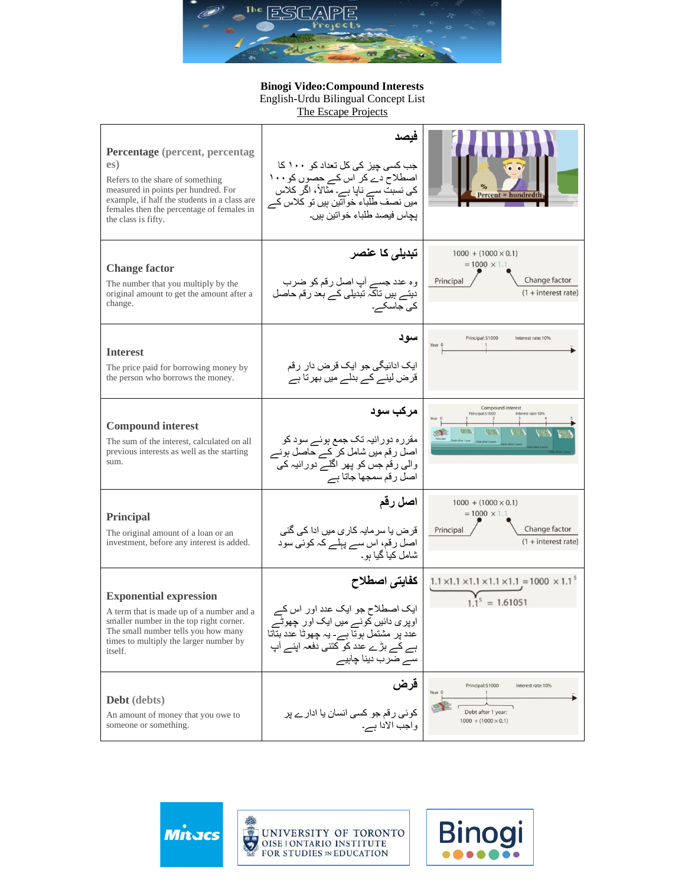**Binogi Video:Compound Interests**
English-Urdu Bilingual Concept List
The Escape Projects

| English | Urdu | Illustration |
|---|---|---|
| **Percentage** (percent, percentages) <br> Refers to the share of something measured in points per hundred. For example, if half the students in a class are females then the percentage of females in the class is fifty. | **فیصد** <br> جب کسی چیز کی کل تعداد کو ۱۰۰ کا اصطلاح دے کر اس کے حصوں کو ۱۰۰ کی نسبت سے ناپا جاتا ہے۔ مثلاً، اگر کلاس میں نصف طلباء خواتین ہیں تو کلاس کے پچاس فیصد طلباء خواتین ہیں۔ | % Percent = hundredth |
| **Change factor** <br> The number that you multiply by the original amount to get the amount after a change. | **تبدیلی کا عنصر** <br> وہ عدد جسے آپ اصل رقم کو ضرب دیتے ہیں تاکہ تبدیلی کے بعد رقم حاصل کی جاسکے۔ | $1000 + (1000 \times 0.1) = 1000 \times 1.1$ <br> Principal; Change factor (1 + interest rate) |
| **Interest** <br> The price paid for borrowing money by the person who borrows the money. | **سود** <br> ایک ادائیگی جو ایک قرض دار رقم قرض لینے کے بدلے میں بھرتا ہے | Principal: $1000 Interest rate: 10% <br> Year 0 1 ... |
| **Compound interest** <br> The sum of the interest, calculated on all previous interests as well as the starting sum. | **مرکب سود** <br> مقررہ دورانیہ تک جمع ہوئے سود کو اصل رقم میں شامل کر کے حاصل ہونے والی رقم جس کو پھر اگلے دورانیہ کی اصل رقم سمجھا جاتا ہے | Compound interest <br> Principal: $1000 Interest rate: 10% <br> Year 0 1 2 3 4 5 |
| **Principal** <br> The original amount of a loan or an investment, before any interest is added. | **اصل رقم** <br> قرض یا سرمایہ کاری میں ادا کی گئی اصل رقم، اس سے پہلے کہ کوئی سود شامل کیا گیا ہو۔ | $1000 + (1000 \times 0.1) = 1000 \times 1.1$ <br> Principal; Change factor (1 + interest rate) |
| **Exponential expression** <br> A term that is made up of a number and a smaller number in the top right corner. The small number tells you how many times to multiply the larger number by itself. | **کفایتی اصطلاح** <br> ایک اصطلاح جو ایک عدد اور اس کے اوپری دائیں کونے میں ایک اور چھوٹے عدد پر مشتمل ہوتا ہے۔ یہ چھوٹا عدد بتاتا ہے کہ بڑے عدد کو کتنی دفعہ اپنے آپ سے ضرب دینا چاہیے | $1.1 \times 1.1 \times 1.1 \times 1.1 \times 1.1 = 1000 \times 1.1^5$ <br> $1.1^5 = 1.61051$ |
| **Debt** (debts) <br> An amount of money that you owe to someone or something. | **قرض** <br> کوئی رقم جو کسی انسان یا ادارے پر واجب الادا ہے۔ | Principal: $1000 Interest rate: 10% <br> Year 0 1 <br> Debt after 1 year: $1000 + (1000 \times 0.1)$ |

Mitacs | University of Toronto OISE | Ontario Institute for Studies in Education | Binogi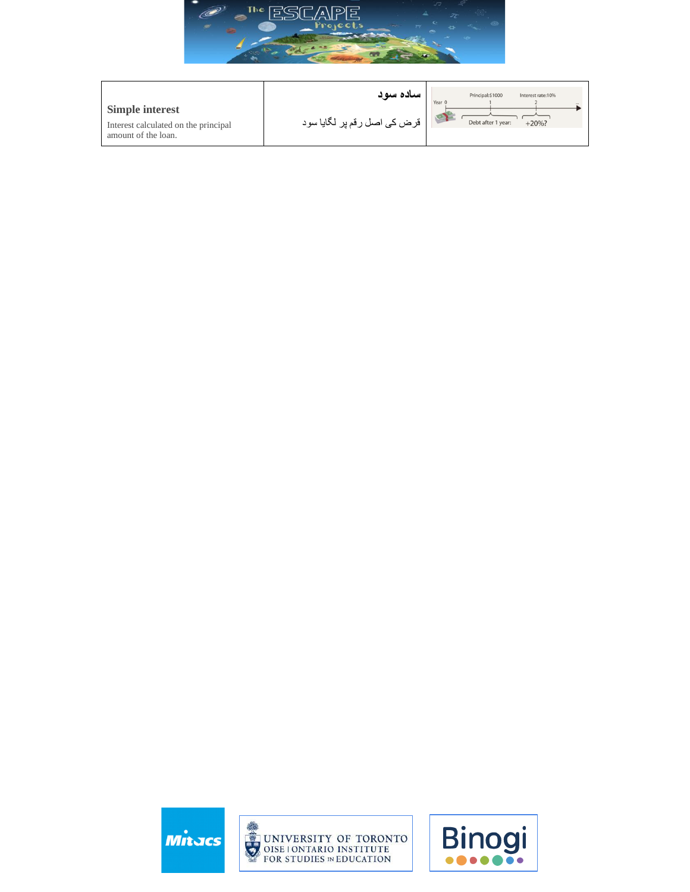| | | |
|---|---|---|
| **Simple interest** Interest calculated on the principal amount of the loan. | **سادہ سود** قرض کی اصل رقم پر لگایا سود | Principal:$1000 Interest rate:10% Year 0 1 2 Debt after 1 year: +20%? |